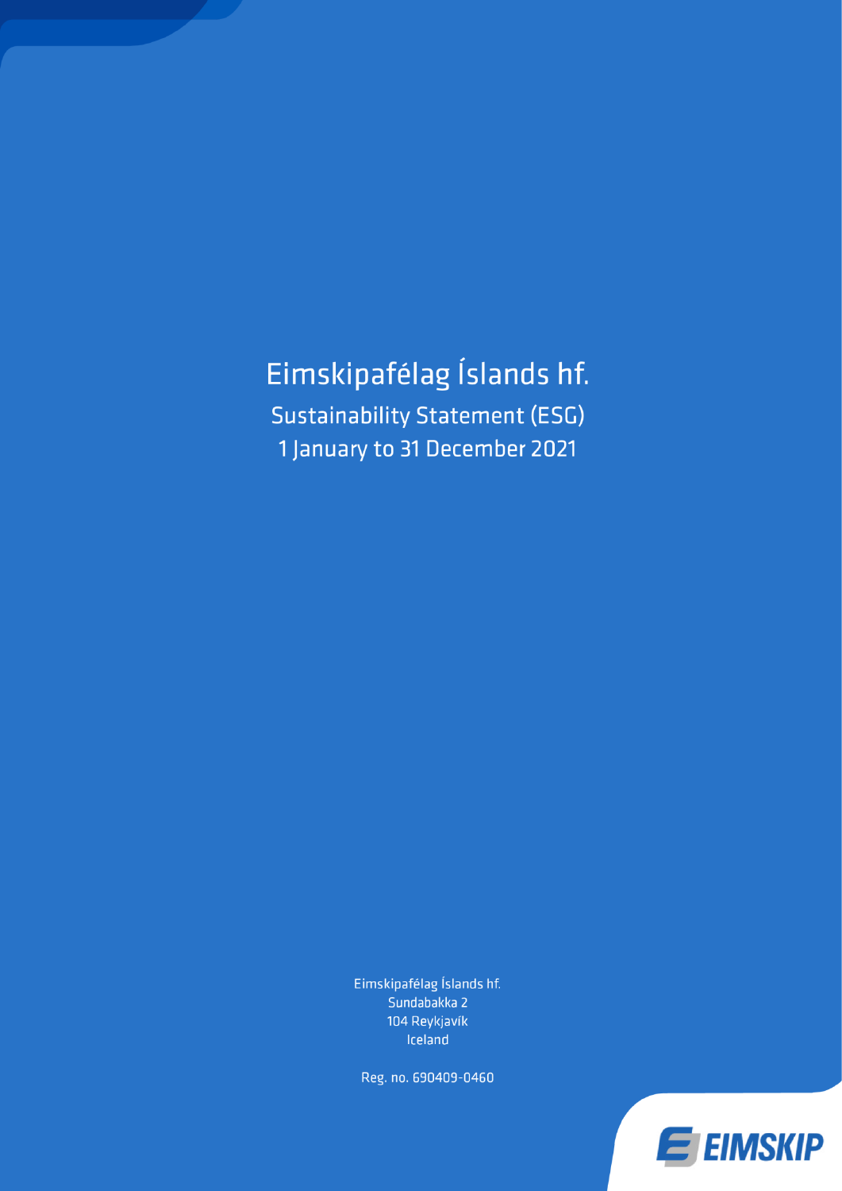# Eimskipafélag Íslands hf.

## Sustainability Statement (ESG)

## 1 January to 31 December 2021

Eimskipafélag Íslands hf.
Sundabakka 2
104 Reykjavík
Iceland

Reg. no. 690409-0460

EIMSKIP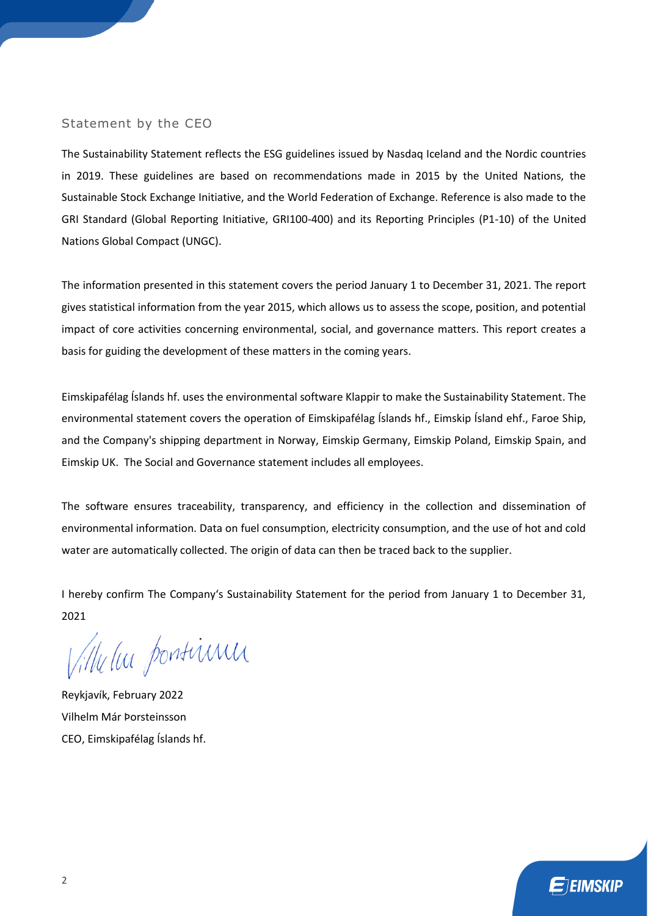## Statement by the CEO

The Sustainability Statement reflects the ESG guidelines issued by Nasdaq Iceland and the Nordic countries in 2019. These guidelines are based on recommendations made in 2015 by the United Nations, the Sustainable Stock Exchange Initiative, and the World Federation of Exchange. Reference is also made to the GRI Standard (Global Reporting Initiative, GRI100-400) and its Reporting Principles (P1-10) of the United Nations Global Compact (UNGC).

The information presented in this statement covers the period January 1 to December 31, 2021. The report gives statistical information from the year 2015, which allows us to assess the scope, position, and potential impact of core activities concerning environmental, social, and governance matters. This report creates a basis for guiding the development of these matters in the coming years.

Eimskipafélag Íslands hf. uses the environmental software Klappir to make the Sustainability Statement. The environmental statement covers the operation of Eimskipafélag Íslands hf., Eimskip Ísland ehf., Faroe Ship, and the Company's shipping department in Norway, Eimskip Germany, Eimskip Poland, Eimskip Spain, and Eimskip UK. The Social and Governance statement includes all employees.

The software ensures traceability, transparency, and efficiency in the collection and dissemination of environmental information. Data on fuel consumption, electricity consumption, and the use of hot and cold water are automatically collected. The origin of data can then be traced back to the supplier.

I hereby confirm The Company's Sustainability Statement for the period from January 1 to December 31, 2021

Reykjavík, February 2022
Vilhelm Már Þorsteinsson
CEO, Eimskipafélag Íslands hf.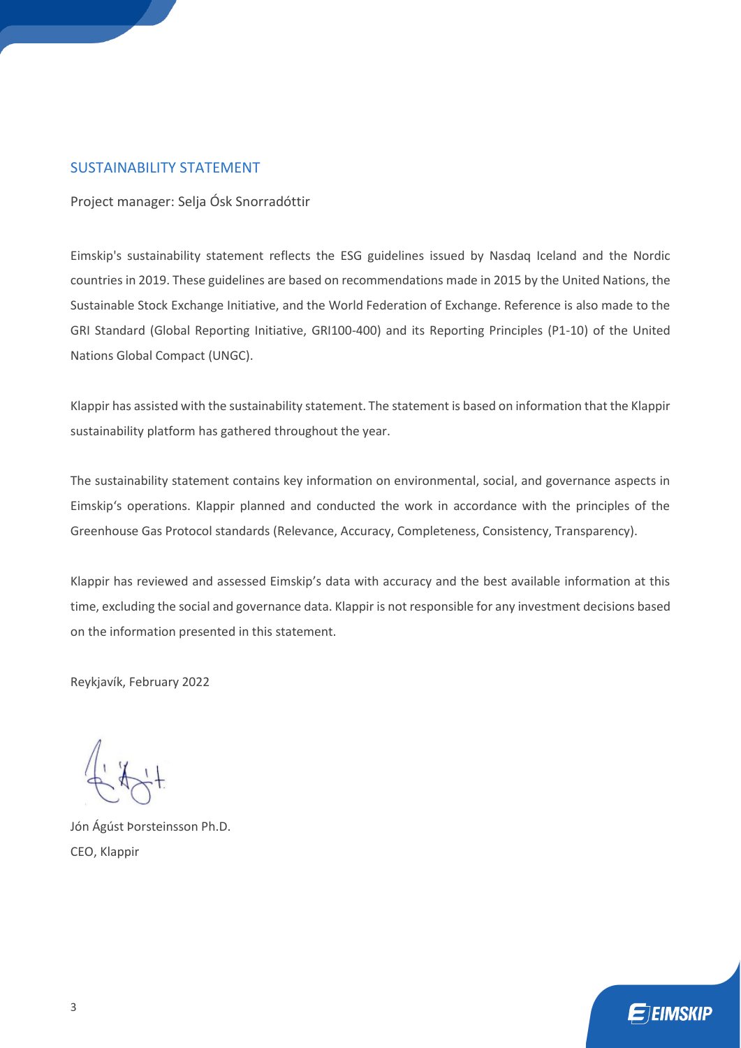## SUSTAINABILITY STATEMENT

Project manager: Selja Ósk Snorradóttir

Eimskip's sustainability statement reflects the ESG guidelines issued by Nasdaq Iceland and the Nordic countries in 2019. These guidelines are based on recommendations made in 2015 by the United Nations, the Sustainable Stock Exchange Initiative, and the World Federation of Exchange. Reference is also made to the GRI Standard (Global Reporting Initiative, GRI100-400) and its Reporting Principles (P1-10) of the United Nations Global Compact (UNGC).

Klappir has assisted with the sustainability statement. The statement is based on information that the Klappir sustainability platform has gathered throughout the year.

The sustainability statement contains key information on environmental, social, and governance aspects in Eimskip's operations. Klappir planned and conducted the work in accordance with the principles of the Greenhouse Gas Protocol standards (Relevance, Accuracy, Completeness, Consistency, Transparency).

Klappir has reviewed and assessed Eimskip's data with accuracy and the best available information at this time, excluding the social and governance data. Klappir is not responsible for any investment decisions based on the information presented in this statement.

Reykjavík, February 2022

Jón Ágúst Þorsteinsson Ph.D.
CEO, Klappir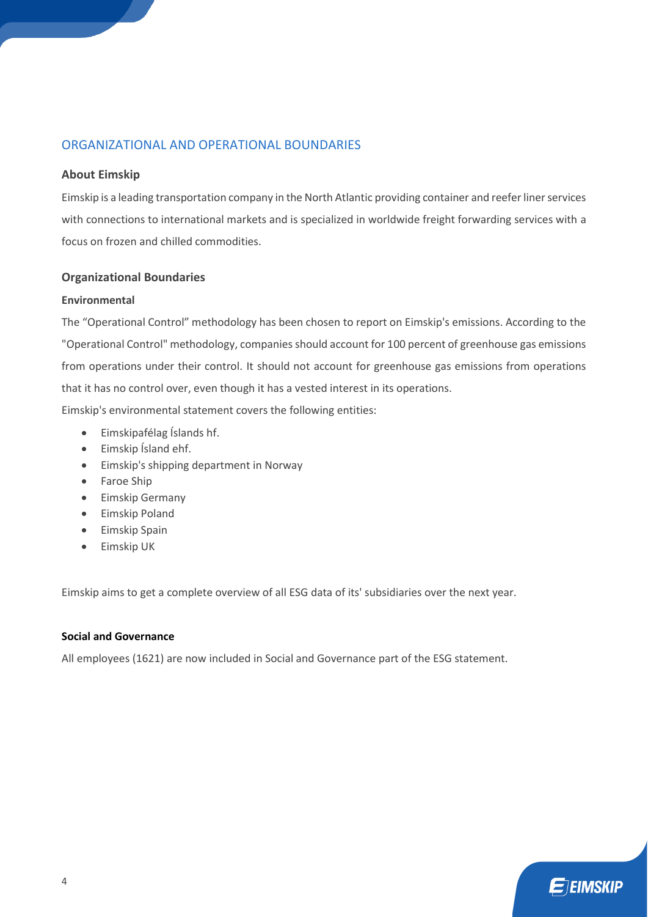## ORGANIZATIONAL AND OPERATIONAL BOUNDARIES

### About Eimskip

Eimskip is a leading transportation company in the North Atlantic providing container and reefer liner services with connections to international markets and is specialized in worldwide freight forwarding services with a focus on frozen and chilled commodities.

### Organizational Boundaries

**Environmental**

The "Operational Control" methodology has been chosen to report on Eimskip's emissions. According to the "Operational Control" methodology, companies should account for 100 percent of greenhouse gas emissions from operations under their control. It should not account for greenhouse gas emissions from operations that it has no control over, even though it has a vested interest in its operations.

Eimskip's environmental statement covers the following entities:

- Eimskipafélag Íslands hf.
- Eimskip Ísland ehf.
- Eimskip's shipping department in Norway
- Faroe Ship
- Eimskip Germany
- Eimskip Poland
- Eimskip Spain
- Eimskip UK

Eimskip aims to get a complete overview of all ESG data of its' subsidiaries over the next year.

**Social and Governance**

All employees (1621) are now included in Social and Governance part of the ESG statement.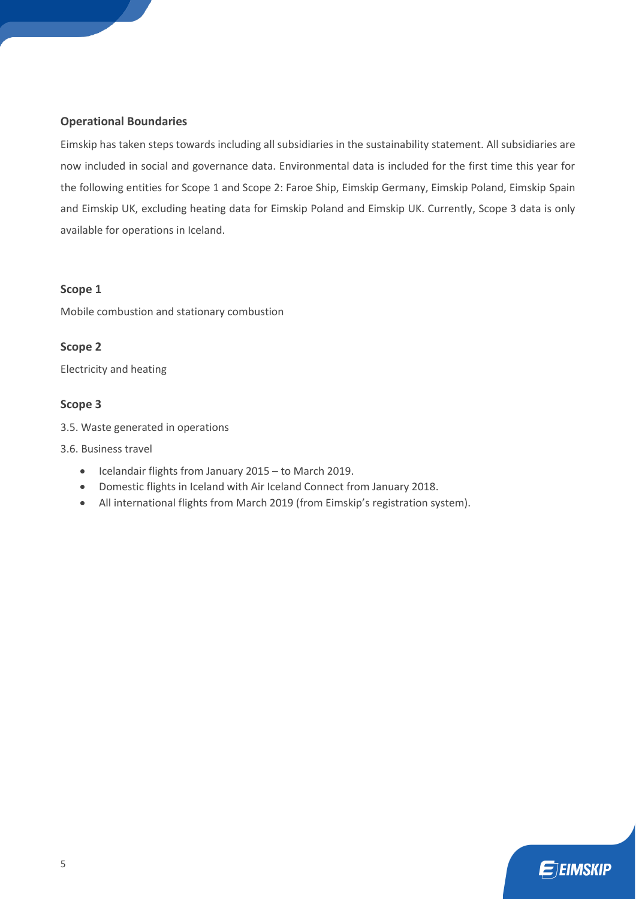### Operational Boundaries

Eimskip has taken steps towards including all subsidiaries in the sustainability statement. All subsidiaries are now included in social and governance data. Environmental data is included for the first time this year for the following entities for Scope 1 and Scope 2: Faroe Ship, Eimskip Germany, Eimskip Poland, Eimskip Spain and Eimskip UK, excluding heating data for Eimskip Poland and Eimskip UK. Currently, Scope 3 data is only available for operations in Iceland.

### Scope 1

Mobile combustion and stationary combustion

### Scope 2

Electricity and heating

### Scope 3

3.5. Waste generated in operations

3.6. Business travel

- Icelandair flights from January 2015 – to March 2019.
- Domestic flights in Iceland with Air Iceland Connect from January 2018.
- All international flights from March 2019 (from Eimskip's registration system).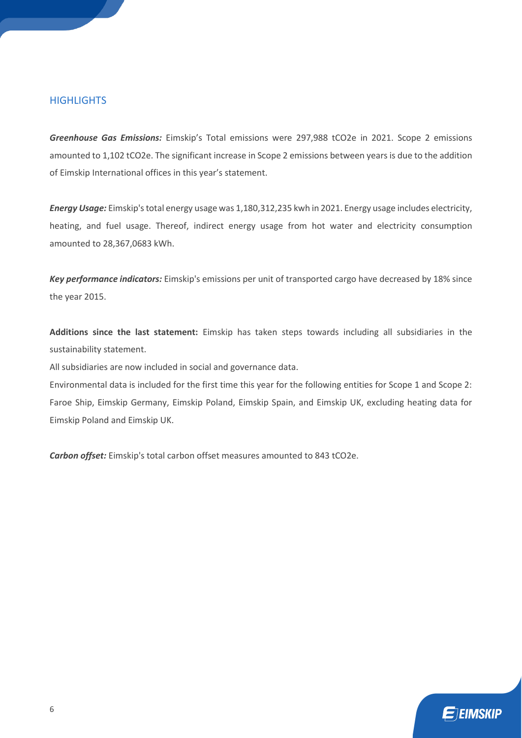## HIGHLIGHTS

***Greenhouse Gas Emissions:*** Eimskip's Total emissions were 297,988 tCO2e in 2021. Scope 2 emissions amounted to 1,102 tCO2e. The significant increase in Scope 2 emissions between years is due to the addition of Eimskip International offices in this year's statement.

***Energy Usage:*** Eimskip's total energy usage was 1,180,312,235 kwh in 2021. Energy usage includes electricity, heating, and fuel usage. Thereof, indirect energy usage from hot water and electricity consumption amounted to 28,367,0683 kWh.

***Key performance indicators:*** Eimskip's emissions per unit of transported cargo have decreased by 18% since the year 2015.

**Additions since the last statement:** Eimskip has taken steps towards including all subsidiaries in the sustainability statement.

All subsidiaries are now included in social and governance data.

Environmental data is included for the first time this year for the following entities for Scope 1 and Scope 2: Faroe Ship, Eimskip Germany, Eimskip Poland, Eimskip Spain, and Eimskip UK, excluding heating data for Eimskip Poland and Eimskip UK.

***Carbon offset:*** Eimskip's total carbon offset measures amounted to 843 tCO2e.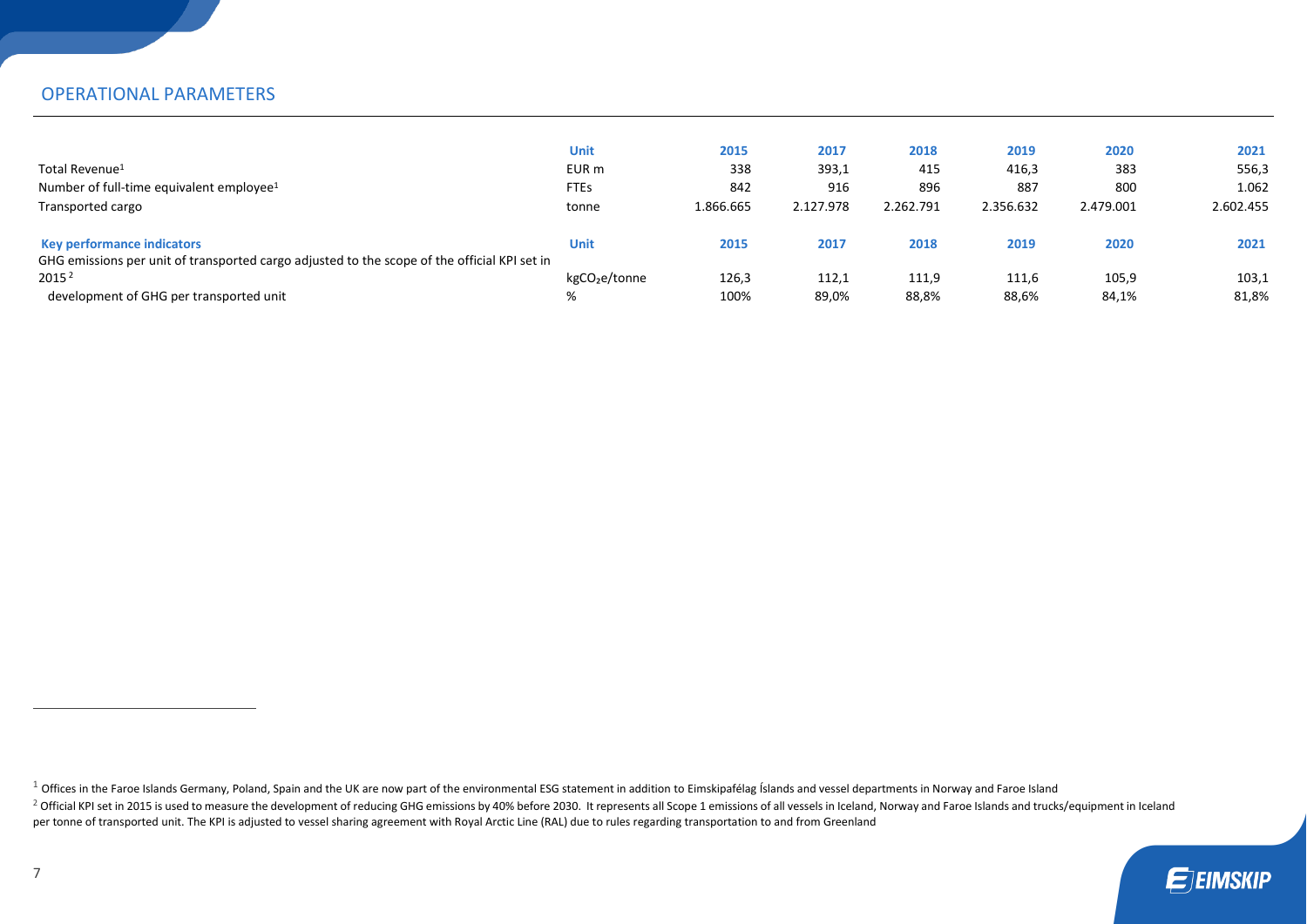## OPERATIONAL PARAMETERS

| | Unit | 2015 | 2017 | 2018 | 2019 | 2020 | 2021 |
|---|---|---|---|---|---|---|---|
| Total Revenue[1] | EUR m | 338 | 393,1 | 415 | 416,3 | 383 | 556,3 |
| Number of full-time equivalent employee[1] | FTEs | 842 | 916 | 896 | 887 | 800 | 1.062 |
| Transported cargo | tonne | 1.866.665 | 2.127.978 | 2.262.791 | 2.356.632 | 2.479.001 | 2.602.455 |

| **Key performance indicators** | **Unit** | **2015** | **2017** | **2018** | **2019** | **2020** | **2021** |
|---|---|---|---|---|---|---|---|
| GHG emissions per unit of transported cargo adjusted to the scope of the official KPI set in 2015[2] | kg$CO_2$e/tonne | 126,3 | 112,1 | 111,9 | 111,6 | 105,9 | 103,1 |
| development of GHG per transported unit | % | 100% | 89,0% | 88,8% | 88,6% | 84,1% | 81,8% |

[1] Offices in the Faroe Islands Germany, Poland, Spain and the UK are now part of the environmental ESG statement in addition to Eimskipafélag Íslands and vessel departments in Norway and Faroe Island

[2] Official KPI set in 2015 is used to measure the development of reducing GHG emissions by 40% before 2030. It represents all Scope 1 emissions of all vessels in Iceland, Norway and Faroe Islands and trucks/equipment in Iceland per tonne of transported unit. The KPI is adjusted to vessel sharing agreement with Royal Arctic Line (RAL) due to rules regarding transportation to and from Greenland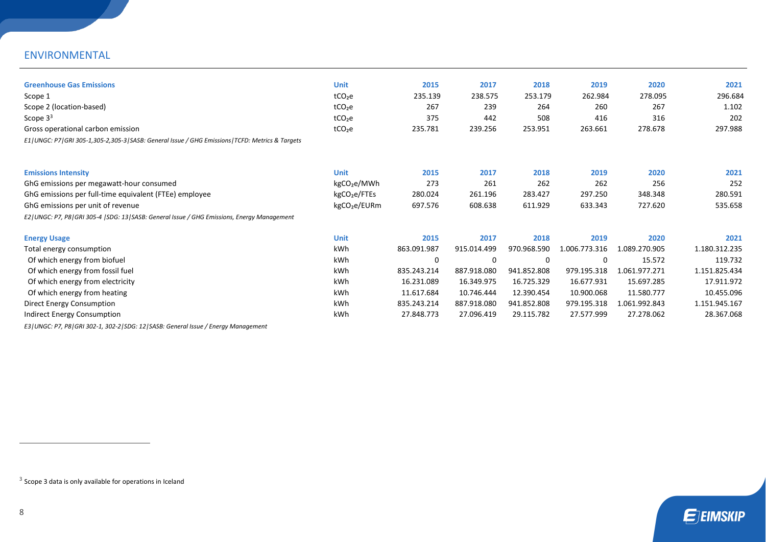## ENVIRONMENTAL

| Greenhouse Gas Emissions | Unit | 2015 | 2017 | 2018 | 2019 | 2020 | 2021 |
|---|---|---|---|---|---|---|---|
| Scope 1 | $tCO_2e$ | 235.139 | 238.575 | 253.179 | 262.984 | 278.095 | 296.684 |
| Scope 2 (location-based) | $tCO_2e$ | 267 | 239 | 264 | 260 | 267 | 1.102 |
| Scope 3[3] | $tCO_2e$ | 375 | 442 | 508 | 416 | 316 | 202 |
| Gross operational carbon emission | $tCO_2e$ | 235.781 | 239.256 | 253.951 | 263.661 | 278.678 | 297.988 |

*E1|UNGC: P7|GRI 305-1,305-2,305-3|SASB: General Issue / GHG Emissions|TCFD: Metrics & Targets*

| Emissions Intensity | Unit | 2015 | 2017 | 2018 | 2019 | 2020 | 2021 |
|---|---|---|---|---|---|---|---|
| GhG emissions per megawatt-hour consumed | $kgCO_2e$/MWh | 273 | 261 | 262 | 262 | 256 | 252 |
| GhG emissions per full-time equivalent (FTEe) employee | $kgCO_2e$/FTEs | 280.024 | 261.196 | 283.427 | 297.250 | 348.348 | 280.591 |
| GhG emissions per unit of revenue | $kgCO_2e$/EURm | 697.576 | 608.638 | 611.929 | 633.343 | 727.620 | 535.658 |

*E2|UNGC: P7, P8|GRI 305-4 |SDG: 13|SASB: General Issue / GHG Emissions, Energy Management*

| Energy Usage | Unit | 2015 | 2017 | 2018 | 2019 | 2020 | 2021 |
|---|---|---|---|---|---|---|---|
| Total energy consumption | kWh | 863.091.987 | 915.014.499 | 970.968.590 | 1.006.773.316 | 1.089.270.905 | 1.180.312.235 |
| Of which energy from biofuel | kWh | 0 | 0 | 0 | 0 | 15.572 | 119.732 |
| Of which energy from fossil fuel | kWh | 835.243.214 | 887.918.080 | 941.852.808 | 979.195.318 | 1.061.977.271 | 1.151.825.434 |
| Of which energy from electricity | kWh | 16.231.089 | 16.349.975 | 16.725.329 | 16.677.931 | 15.697.285 | 17.911.972 |
| Of which energy from heating | kWh | 11.617.684 | 10.746.444 | 12.390.454 | 10.900.068 | 11.580.777 | 10.455.096 |
| Direct Energy Consumption | kWh | 835.243.214 | 887.918.080 | 941.852.808 | 979.195.318 | 1.061.992.843 | 1.151.945.167 |
| Indirect Energy Consumption | kWh | 27.848.773 | 27.096.419 | 29.115.782 | 27.577.999 | 27.278.062 | 28.367.068 |

*E3|UNGC: P7, P8|GRI 302-1, 302-2|SDG: 12|SASB: General Issue / Energy Management*

[3] Scope 3 data is only available for operations in Iceland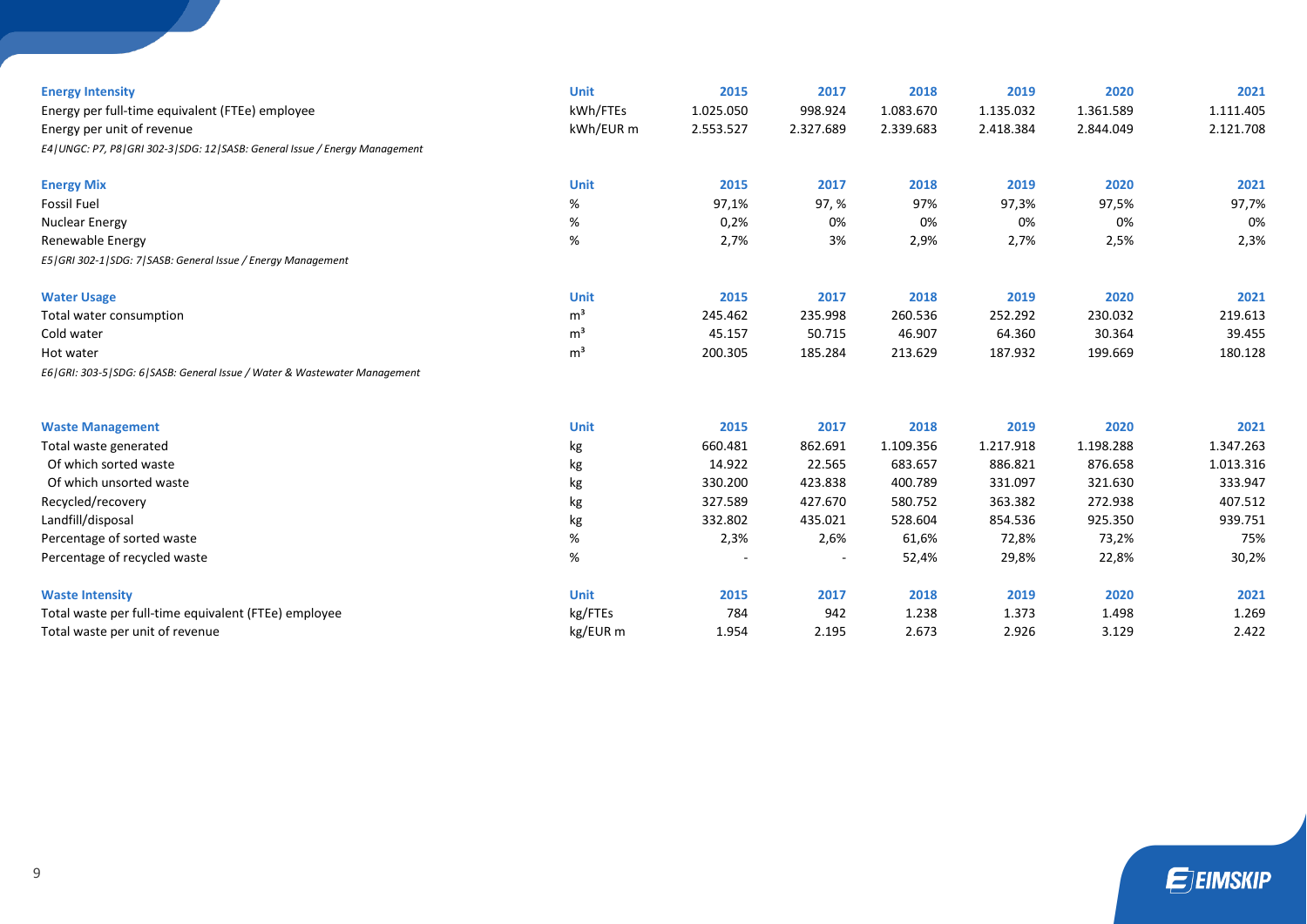| **Energy Intensity** | **Unit** | **2015** | **2017** | **2018** | **2019** | **2020** | **2021** |
|---|---|---|---|---|---|---|---|
| Energy per full-time equivalent (FTEe) employee | kWh/FTEs | 1.025.050 | 998.924 | 1.083.670 | 1.135.032 | 1.361.589 | 1.111.405 |
| Energy per unit of revenue | kWh/EUR m | 2.553.527 | 2.327.689 | 2.339.683 | 2.418.384 | 2.844.049 | 2.121.708 |

*E4|UNGC: P7, P8|GRI 302-3|SDG: 12|SASB: General Issue / Energy Management*

| **Energy Mix** | **Unit** | **2015** | **2017** | **2018** | **2019** | **2020** | **2021** |
|---|---|---|---|---|---|---|---|
| Fossil Fuel | % | 97,1% | 97, % | 97% | 97,3% | 97,5% | 97,7% |
| Nuclear Energy | % | 0,2% | 0% | 0% | 0% | 0% | 0% |
| Renewable Energy | % | 2,7% | 3% | 2,9% | 2,7% | 2,5% | 2,3% |

*E5|GRI 302-1|SDG: 7|SASB: General Issue / Energy Management*

| **Water Usage** | **Unit** | **2015** | **2017** | **2018** | **2019** | **2020** | **2021** |
|---|---|---|---|---|---|---|---|
| Total water consumption | m³ | 245.462 | 235.998 | 260.536 | 252.292 | 230.032 | 219.613 |
| Cold water | m³ | 45.157 | 50.715 | 46.907 | 64.360 | 30.364 | 39.455 |
| Hot water | m³ | 200.305 | 185.284 | 213.629 | 187.932 | 199.669 | 180.128 |

*E6|GRI: 303-5|SDG: 6|SASB: General Issue / Water & Wastewater Management*

| **Waste Management** | **Unit** | **2015** | **2017** | **2018** | **2019** | **2020** | **2021** |
|---|---|---|---|---|---|---|---|
| Total waste generated | kg | 660.481 | 862.691 | 1.109.356 | 1.217.918 | 1.198.288 | 1.347.263 |
| Of which sorted waste | kg | 14.922 | 22.565 | 683.657 | 886.821 | 876.658 | 1.013.316 |
| Of which unsorted waste | kg | 330.200 | 423.838 | 400.789 | 331.097 | 321.630 | 333.947 |
| Recycled/recovery | kg | 327.589 | 427.670 | 580.752 | 363.382 | 272.938 | 407.512 |
| Landfill/disposal | kg | 332.802 | 435.021 | 528.604 | 854.536 | 925.350 | 939.751 |
| Percentage of sorted waste | % | 2,3% | 2,6% | 61,6% | 72,8% | 73,2% | 75% |
| Percentage of recycled waste | % | - | - | 52,4% | 29,8% | 22,8% | 30,2% |

| **Waste Intensity** | **Unit** | **2015** | **2017** | **2018** | **2019** | **2020** | **2021** |
|---|---|---|---|---|---|---|---|
| Total waste per full-time equivalent (FTEe) employee | kg/FTEs | 784 | 942 | 1.238 | 1.373 | 1.498 | 1.269 |
| Total waste per unit of revenue | kg/EUR m | 1.954 | 2.195 | 2.673 | 2.926 | 3.129 | 2.422 |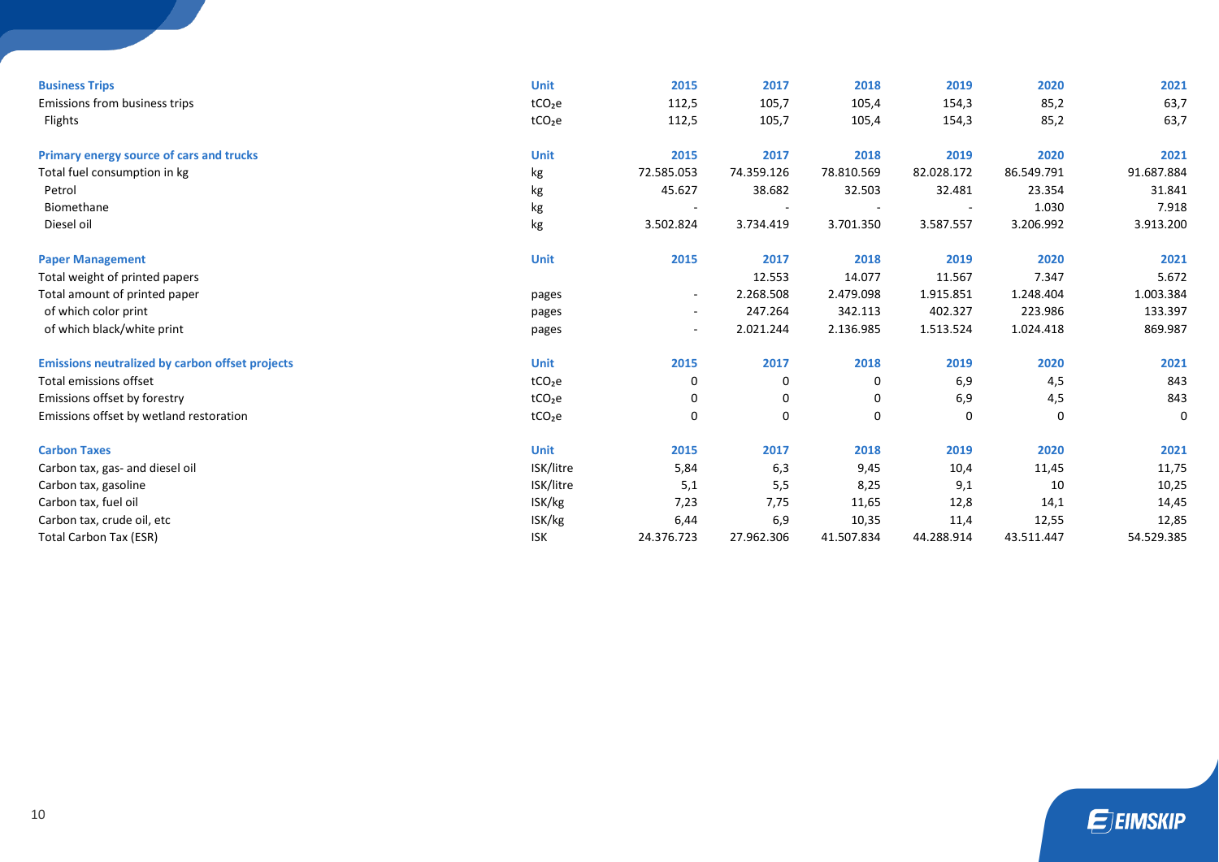| Business Trips | Unit | 2015 | 2017 | 2018 | 2019 | 2020 | 2021 |
|---|---|---|---|---|---|---|---|
| Emissions from business trips | $tCO_2e$ | 112,5 | 105,7 | 105,4 | 154,3 | 85,2 | 63,7 |
| Flights | $tCO_2e$ | 112,5 | 105,7 | 105,4 | 154,3 | 85,2 | 63,7 |

| Primary energy source of cars and trucks | Unit | 2015 | 2017 | 2018 | 2019 | 2020 | 2021 |
|---|---|---|---|---|---|---|---|
| Total fuel consumption in kg | kg | 72.585.053 | 74.359.126 | 78.810.569 | 82.028.172 | 86.549.791 | 91.687.884 |
| Petrol | kg | 45.627 | 38.682 | 32.503 | 32.481 | 23.354 | 31.841 |
| Biomethane | kg | - | - | - | - | 1.030 | 7.918 |
| Diesel oil | kg | 3.502.824 | 3.734.419 | 3.701.350 | 3.587.557 | 3.206.992 | 3.913.200 |

| Paper Management | Unit | 2015 | 2017 | 2018 | 2019 | 2020 | 2021 |
|---|---|---|---|---|---|---|---|
| Total weight of printed papers | | | 12.553 | 14.077 | 11.567 | 7.347 | 5.672 |
| Total amount of printed paper | pages | - | 2.268.508 | 2.479.098 | 1.915.851 | 1.248.404 | 1.003.384 |
| of which color print | pages | - | 247.264 | 342.113 | 402.327 | 223.986 | 133.397 |
| of which black/white print | pages | - | 2.021.244 | 2.136.985 | 1.513.524 | 1.024.418 | 869.987 |

| Emissions neutralized by carbon offset projects | Unit | 2015 | 2017 | 2018 | 2019 | 2020 | 2021 |
|---|---|---|---|---|---|---|---|
| Total emissions offset | $tCO_2e$ | 0 | 0 | 0 | 6,9 | 4,5 | 843 |
| Emissions offset by forestry | $tCO_2e$ | 0 | 0 | 0 | 6,9 | 4,5 | 843 |
| Emissions offset by wetland restoration | $tCO_2e$ | 0 | 0 | 0 | 0 | 0 | 0 |

| Carbon Taxes | Unit | 2015 | 2017 | 2018 | 2019 | 2020 | 2021 |
|---|---|---|---|---|---|---|---|
| Carbon tax, gas- and diesel oil | ISK/litre | 5,84 | 6,3 | 9,45 | 10,4 | 11,45 | 11,75 |
| Carbon tax, gasoline | ISK/litre | 5,1 | 5,5 | 8,25 | 9,1 | 10 | 10,25 |
| Carbon tax, fuel oil | ISK/kg | 7,23 | 7,75 | 11,65 | 12,8 | 14,1 | 14,45 |
| Carbon tax, crude oil, etc | ISK/kg | 6,44 | 6,9 | 10,35 | 11,4 | 12,55 | 12,85 |
| Total Carbon Tax (ESR) | ISK | 24.376.723 | 27.962.306 | 41.507.834 | 44.288.914 | 43.511.447 | 54.529.385 |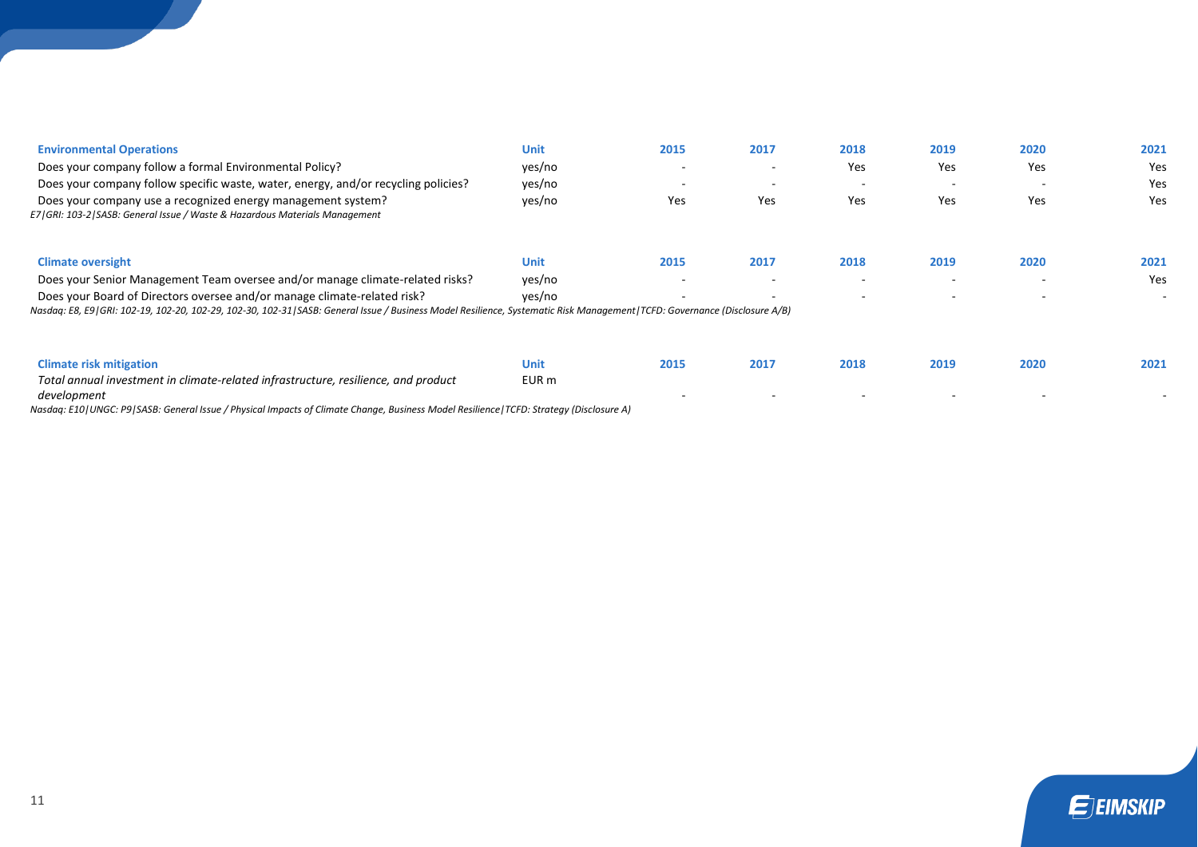| Environmental Operations | Unit | 2015 | 2017 | 2018 | 2019 | 2020 | 2021 |
| --- | --- | --- | --- | --- | --- | --- | --- |
| Does your company follow a formal Environmental Policy? | yes/no | - | - | Yes | Yes | Yes | Yes |
| Does your company follow specific waste, water, energy, and/or recycling policies? | yes/no | - | - | - | - | - | Yes |
| Does your company use a recognized energy management system? | yes/no | Yes | Yes | Yes | Yes | Yes | Yes |

*E7|GRI: 103-2|SASB: General Issue / Waste & Hazardous Materials Management*

| Climate oversight | Unit | 2015 | 2017 | 2018 | 2019 | 2020 | 2021 |
| --- | --- | --- | --- | --- | --- | --- | --- |
| Does your Senior Management Team oversee and/or manage climate-related risks? | yes/no | - | - | - | - | - | Yes |
| Does your Board of Directors oversee and/or manage climate-related risk? | yes/no | - | - | - | - | - | - |

*Nasdaq: E8, E9|GRI: 102-19, 102-20, 102-29, 102-30, 102-31|SASB: General Issue / Business Model Resilience, Systematic Risk Management|TCFD: Governance (Disclosure A/B)*

| Climate risk mitigation | Unit | 2015 | 2017 | 2018 | 2019 | 2020 | 2021 |
| --- | --- | --- | --- | --- | --- | --- | --- |
| *Total annual investment in climate-related infrastructure, resilience, and product development* | EUR m | - | - | - | - | - | - |

*Nasdaq: E10|UNGC: P9|SASB: General Issue / Physical Impacts of Climate Change, Business Model Resilience|TCFD: Strategy (Disclosure A)*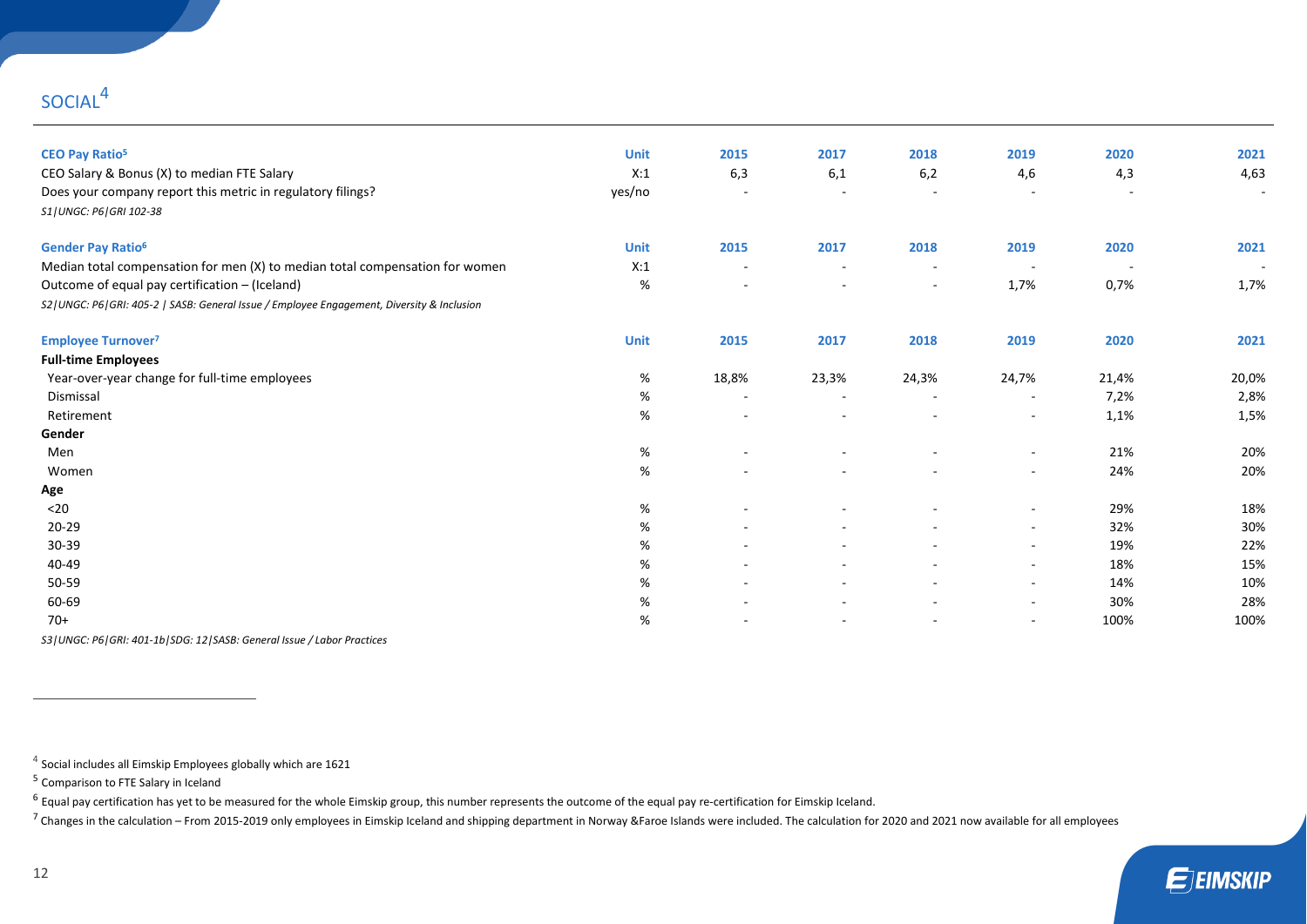## SOCIAL[4]

| CEO Pay Ratio[5] | Unit | 2015 | 2017 | 2018 | 2019 | 2020 | 2021 |
|---|---|---|---|---|---|---|---|
| CEO Salary & Bonus (X) to median FTE Salary | X:1 | 6,3 | 6,1 | 6,2 | 4,6 | 4,3 | 4,63 |
| Does your company report this metric in regulatory filings? | yes/no | - | - | - | - | - | - |

*S1|UNGC: P6|GRI 102-38*

| Gender Pay Ratio[6] | Unit | 2015 | 2017 | 2018 | 2019 | 2020 | 2021 |
|---|---|---|---|---|---|---|---|
| Median total compensation for men (X) to median total compensation for women | X:1 | - | - | - | - | - | - |
| Outcome of equal pay certification – (Iceland) | % | - | - | - | 1,7% | 0,7% | 1,7% |

*S2|UNGC: P6|GRI: 405-2 | SASB: General Issue / Employee Engagement, Diversity & Inclusion*

| Employee Turnover[7] | Unit | 2015 | 2017 | 2018 | 2019 | 2020 | 2021 |
|---|---|---|---|---|---|---|---|
| **Full-time Employees** | | | | | | | |
| Year-over-year change for full-time employees | % | 18,8% | 23,3% | 24,3% | 24,7% | 21,4% | 20,0% |
| Dismissal | % | - | - | - | - | 7,2% | 2,8% |
| Retirement | % | - | - | - | - | 1,1% | 1,5% |
| **Gender** | | | | | | | |
| Men | % | - | - | - | - | 21% | 20% |
| Women | % | - | - | - | - | 24% | 20% |
| **Age** | | | | | | | |
| <20 | % | - | - | - | - | 29% | 18% |
| 20-29 | % | - | - | - | - | 32% | 30% |
| 30-39 | % | - | - | - | - | 19% | 22% |
| 40-49 | % | - | - | - | - | 18% | 15% |
| 50-59 | % | - | - | - | - | 14% | 10% |
| 60-69 | % | - | - | - | - | 30% | 28% |
| 70+ | % | - | - | - | - | 100% | 100% |

*S3|UNGC: P6|GRI: 401-1b|SDG: 12|SASB: General Issue / Labor Practices*

---

[4] Social includes all Eimskip Employees globally which are 1621

[5] Comparison to FTE Salary in Iceland

[6] Equal pay certification has yet to be measured for the whole Eimskip group, this number represents the outcome of the equal pay re-certification for Eimskip Iceland.

[7] Changes in the calculation – From 2015-2019 only employees in Eimskip Iceland and shipping department in Norway &Faroe Islands were included. The calculation for 2020 and 2021 now available for all employees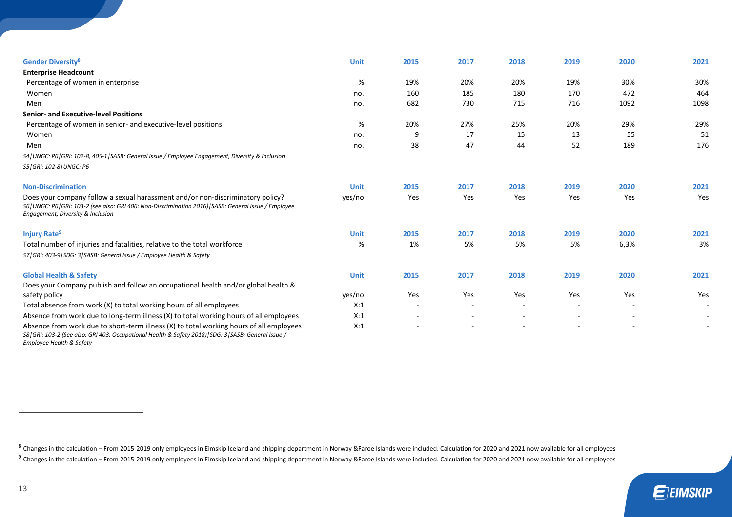| Gender Diversity[8] | Unit | 2015 | 2017 | 2018 | 2019 | 2020 | 2021 |
|---|---|---|---|---|---|---|---|
| **Enterprise Headcount** | | | | | | | |
| Percentage of women in enterprise | % | 19% | 20% | 20% | 19% | 30% | 30% |
| Women | no. | 160 | 185 | 180 | 170 | 472 | 464 |
| Men | no. | 682 | 730 | 715 | 716 | 1092 | 1098 |
| **Senior- and Executive-level Positions** | | | | | | | |
| Percentage of women in senior- and executive-level positions | % | 20% | 27% | 25% | 20% | 29% | 29% |
| Women | no. | 9 | 17 | 15 | 13 | 55 | 51 |
| Men | no. | 38 | 47 | 44 | 52 | 189 | 176 |

*S4|UNGC: P6|GRI: 102-8, 405-1|SASB: General Issue / Employee Engagement, Diversity & Inclusion*

*S5|GRI: 102-8|UNGC: P6*

| Non-Discrimination | Unit | 2015 | 2017 | 2018 | 2019 | 2020 | 2021 |
|---|---|---|---|---|---|---|---|
| Does your company follow a sexual harassment and/or non-discriminatory policy? | yes/no | Yes | Yes | Yes | Yes | Yes | Yes |

*S6|UNGC: P6|GRI: 103-2 (see also: GRI 406: Non-Discrimination 2016)|SASB: General Issue / Employee Engagement, Diversity & Inclusion*

| Injury Rate[9] | Unit | 2015 | 2017 | 2018 | 2019 | 2020 | 2021 |
|---|---|---|---|---|---|---|---|
| Total number of injuries and fatalities, relative to the total workforce | % | 1% | 5% | 5% | 5% | 6,3% | 3% |

*S7|GRI: 403-9|SDG: 3|SASB: General Issue / Employee Health & Safety*

| Global Health & Safety | Unit | 2015 | 2017 | 2018 | 2019 | 2020 | 2021 |
|---|---|---|---|---|---|---|---|
| Does your Company publish and follow an occupational health and/or global health & safety policy | yes/no | Yes | Yes | Yes | Yes | Yes | Yes |
| Total absence from work (X) to total working hours of all employees | X:1 | - | - | - | - | - | - |
| Absence from work due to long-term illness (X) to total working hours of all employees | X:1 | - | - | - | - | - | - |
| Absence from work due to short-term illness (X) to total working hours of all employees | X:1 | - | - | - | - | - | - |

*S8|GRI: 103-2 (See also: GRI 403: Occupational Health & Safety 2018)|SDG: 3|SASB: General Issue / Employee Health & Safety*

[8] Changes in the calculation – From 2015-2019 only employees in Eimskip Iceland and shipping department in Norway &Faroe Islands were included. Calculation for 2020 and 2021 now available for all employees

[9] Changes in the calculation – From 2015-2019 only employees in Eimskip Iceland and shipping department in Norway &Faroe Islands were included. Calculation for 2020 and 2021 now available for all employees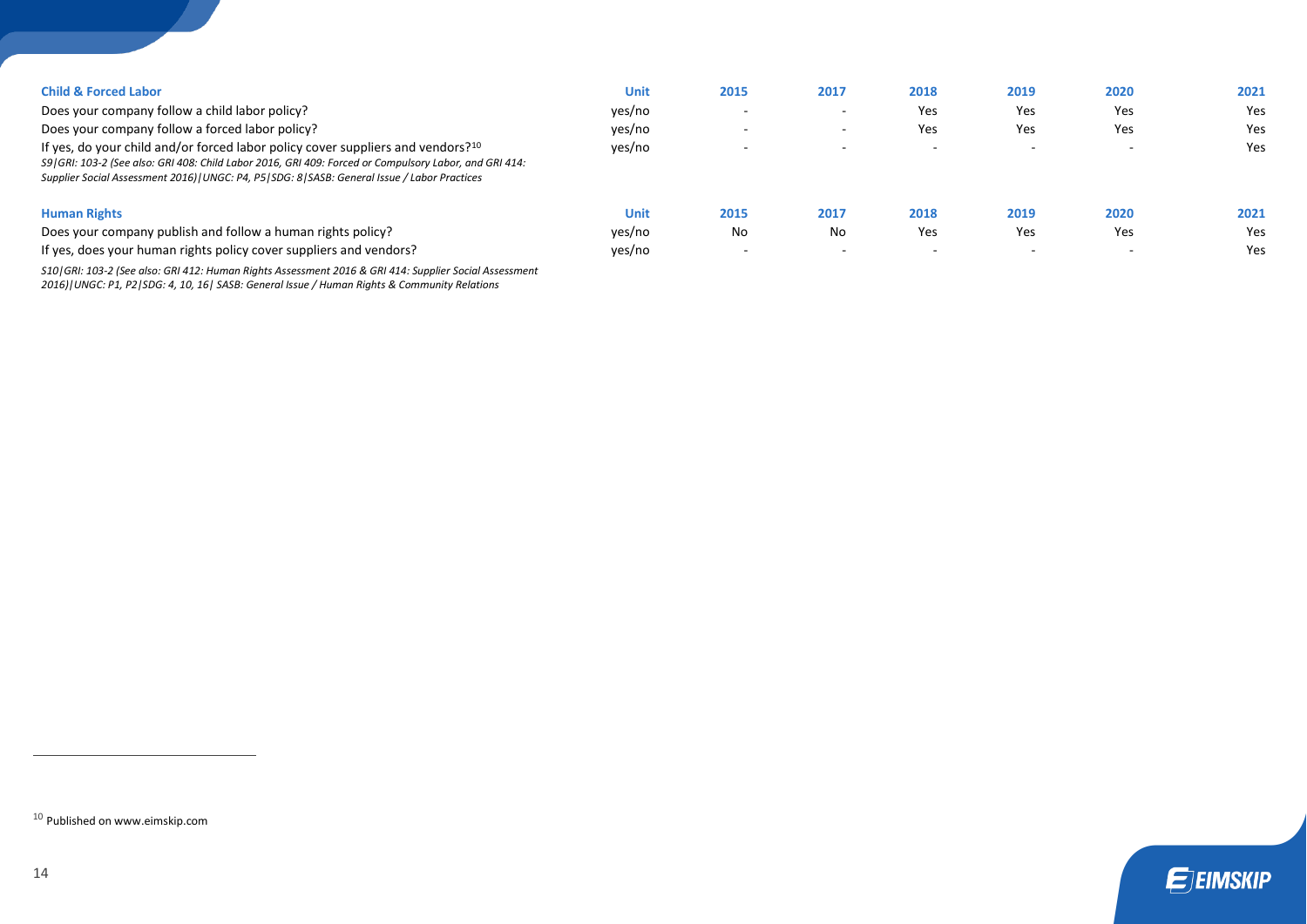| Child & Forced Labor | Unit | 2015 | 2017 | 2018 | 2019 | 2020 | 2021 |
|---|---|---|---|---|---|---|---|
| Does your company follow a child labor policy? | yes/no | - | - | Yes | Yes | Yes | Yes |
| Does your company follow a forced labor policy? | yes/no | - | - | Yes | Yes | Yes | Yes |
| If yes, do your child and/or forced labor policy cover suppliers and vendors?[10] | yes/no | - | - | - | - | - | Yes |

*S9|GRI: 103-2 (See also: GRI 408: Child Labor 2016, GRI 409: Forced or Compulsory Labor, and GRI 414: Supplier Social Assessment 2016)|UNGC: P4, P5|SDG: 8|SASB: General Issue / Labor Practices*

| Human Rights | Unit | 2015 | 2017 | 2018 | 2019 | 2020 | 2021 |
|---|---|---|---|---|---|---|---|
| Does your company publish and follow a human rights policy? | yes/no | No | No | Yes | Yes | Yes | Yes |
| If yes, does your human rights policy cover suppliers and vendors? | yes/no | - | - | - | - | - | Yes |

*S10|GRI: 103-2 (See also: GRI 412: Human Rights Assessment 2016 & GRI 414: Supplier Social Assessment 2016)|UNGC: P1, P2|SDG: 4, 10, 16| SASB: General Issue / Human Rights & Community Relations*

[10] Published on www.eimskip.com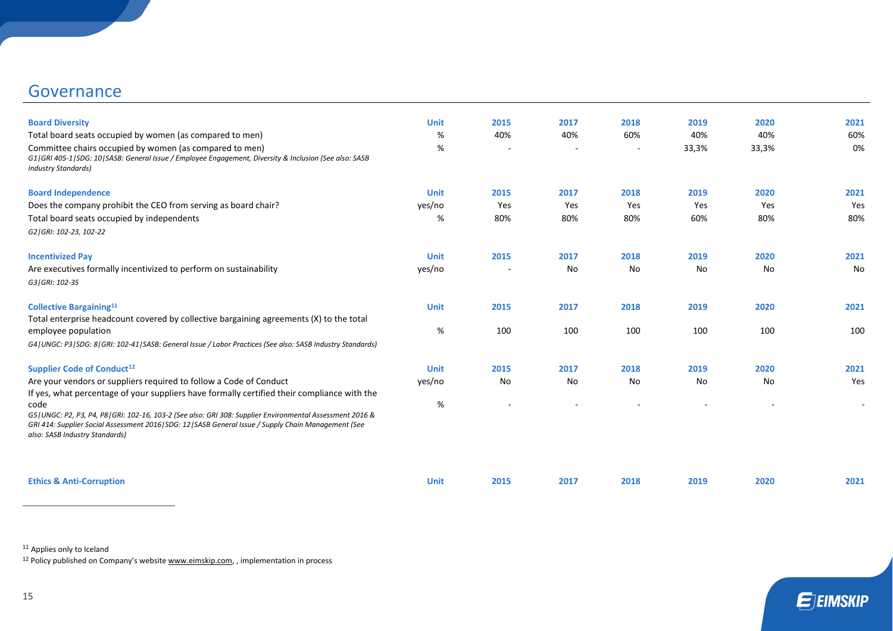## Governance

| **Board Diversity** | **Unit** | **2015** | **2017** | **2018** | **2019** | **2020** | **2021** |
|---|---|---|---|---|---|---|---|
| Total board seats occupied by women (as compared to men) | % | 40% | 40% | 60% | 40% | 40% | 60% |
| Committee chairs occupied by women (as compared to men) | % | - | - | - | 33,3% | 33,3% | 0% |

*G1|GRI 405-1|SDG: 10|SASB: General Issue / Employee Engagement, Diversity & Inclusion (See also: SASB Industry Standards)*

| **Board Independence** | **Unit** | **2015** | **2017** | **2018** | **2019** | **2020** | **2021** |
|---|---|---|---|---|---|---|---|
| Does the company prohibit the CEO from serving as board chair? | yes/no | Yes | Yes | Yes | Yes | Yes | Yes |
| Total board seats occupied by independents | % | 80% | 80% | 80% | 60% | 80% | 80% |

*G2|GRI: 102-23, 102-22*

| **Incentivized Pay** | **Unit** | **2015** | **2017** | **2018** | **2019** | **2020** | **2021** |
|---|---|---|---|---|---|---|---|
| Are executives formally incentivized to perform on sustainability | yes/no | - | No | No | No | No | No |

*G3|GRI: 102-35*

| **Collective Bargaining**[11] | **Unit** | **2015** | **2017** | **2018** | **2019** | **2020** | **2021** |
|---|---|---|---|---|---|---|---|
| Total enterprise headcount covered by collective bargaining agreements (X) to the total employee population | % | 100 | 100 | 100 | 100 | 100 | 100 |

*G4|UNGC: P3|SDG: 8|GRI: 102-41|SASB: General Issue / Labor Practices (See also: SASB Industry Standards)*

| **Supplier Code of Conduct**[12] | **Unit** | **2015** | **2017** | **2018** | **2019** | **2020** | **2021** |
|---|---|---|---|---|---|---|---|
| Are your vendors or suppliers required to follow a Code of Conduct | yes/no | No | No | No | No | No | Yes |
| If yes, what percentage of your suppliers have formally certified their compliance with the code | % | - | - | - | - | - | - |

*G5|UNGC: P2, P3, P4, P8|GRI: 102-16, 103-2 (See also: GRI 308: Supplier Environmental Assessment 2016 & GRI 414: Supplier Social Assessment 2016|SDG: 12|SASB General Issue / Supply Chain Management (See also: SASB Industry Standards)*

| **Ethics & Anti-Corruption** | **Unit** | **2015** | **2017** | **2018** | **2019** | **2020** | **2021** |
|---|---|---|---|---|---|---|---|

---

[11] Applies only to Iceland

[12] Policy published on Company's website www.eimskip.com, , implementation in process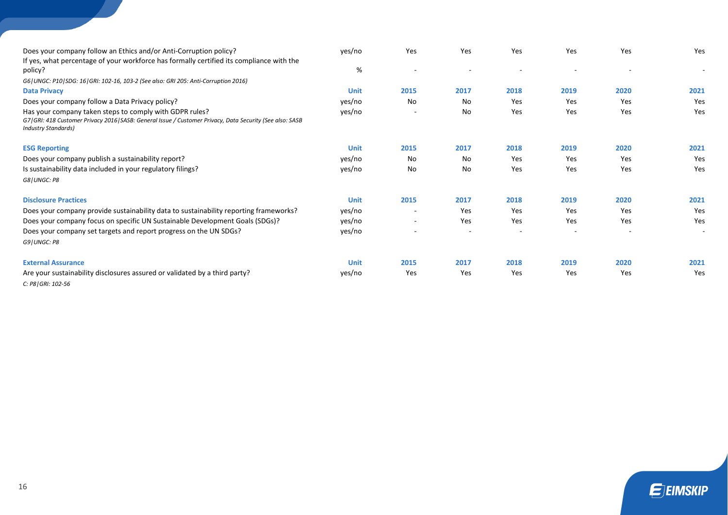| | | | | | | | |
|---|---|---|---|---|---|---|---|
| Does your company follow an Ethics and/or Anti-Corruption policy? | yes/no | Yes | Yes | Yes | Yes | Yes | Yes |
| If yes, what percentage of your workforce has formally certified its compliance with the policy? | % | - | - | - | - | - | - |
| *G6 \| UNGC: P10 \| SDG: 16 \| GRI: 102-16, 103-2 (See also: GRI 205: Anti-Corruption 2016)* | | | | | | | |

| **Data Privacy** | **Unit** | **2015** | **2017** | **2018** | **2019** | **2020** | **2021** |
|---|---|---|---|---|---|---|---|
| Does your company follow a Data Privacy policy? | yes/no | No | No | Yes | Yes | Yes | Yes |
| Has your company taken steps to comply with GDPR rules? | yes/no | - | No | Yes | Yes | Yes | Yes |
| *G7 \| GRI: 418 Customer Privacy 2016 \| SASB: General Issue / Customer Privacy, Data Security (See also: SASB Industry Standards)* | | | | | | | |

| **ESG Reporting** | **Unit** | **2015** | **2017** | **2018** | **2019** | **2020** | **2021** |
|---|---|---|---|---|---|---|---|
| Does your company publish a sustainability report? | yes/no | No | No | Yes | Yes | Yes | Yes |
| Is sustainability data included in your regulatory filings? | yes/no | No | No | Yes | Yes | Yes | Yes |
| *G8 \| UNGC: P8* | | | | | | | |

| **Disclosure Practices** | **Unit** | **2015** | **2017** | **2018** | **2019** | **2020** | **2021** |
|---|---|---|---|---|---|---|---|
| Does your company provide sustainability data to sustainability reporting frameworks? | yes/no | - | Yes | Yes | Yes | Yes | Yes |
| Does your company focus on specific UN Sustainable Development Goals (SDGs)? | yes/no | - | Yes | Yes | Yes | Yes | Yes |
| Does your company set targets and report progress on the UN SDGs? | yes/no | - | - | - | - | - | - |
| *G9 \| UNGC: P8* | | | | | | | |

| **External Assurance** | **Unit** | **2015** | **2017** | **2018** | **2019** | **2020** | **2021** |
|---|---|---|---|---|---|---|---|
| Are your sustainability disclosures assured or validated by a third party? | yes/no | Yes | Yes | Yes | Yes | Yes | Yes |
| *C: P8 \| GRI: 102-56* | | | | | | | |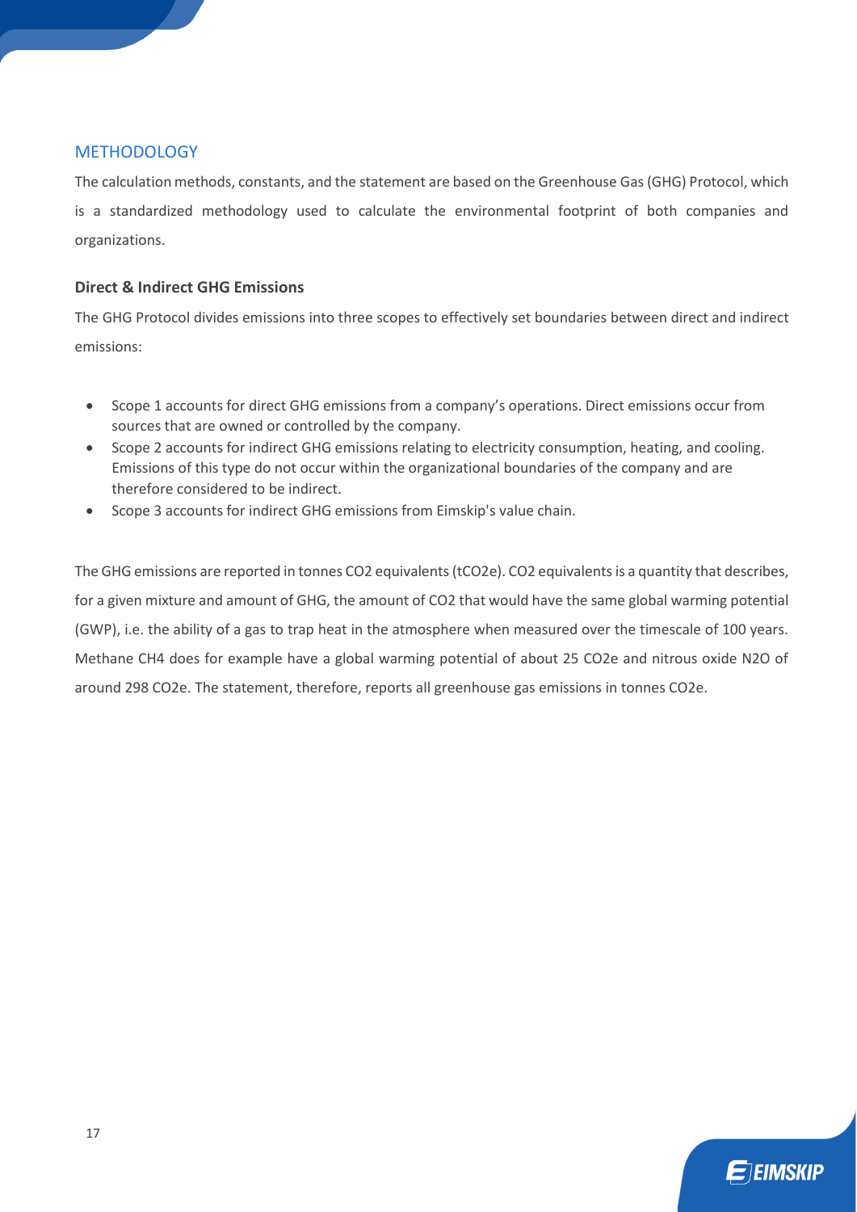## METHODOLOGY

The calculation methods, constants, and the statement are based on the Greenhouse Gas (GHG) Protocol, which is a standardized methodology used to calculate the environmental footprint of both companies and organizations.

### Direct & Indirect GHG Emissions

The GHG Protocol divides emissions into three scopes to effectively set boundaries between direct and indirect emissions:

- Scope 1 accounts for direct GHG emissions from a company's operations. Direct emissions occur from sources that are owned or controlled by the company.
- Scope 2 accounts for indirect GHG emissions relating to electricity consumption, heating, and cooling. Emissions of this type do not occur within the organizational boundaries of the company and are therefore considered to be indirect.
- Scope 3 accounts for indirect GHG emissions from Eimskip's value chain.

The GHG emissions are reported in tonnes $CO_2$ equivalents ($tCO_2e$). $CO_2$ equivalents is a quantity that describes, for a given mixture and amount of GHG, the amount of $CO_2$ that would have the same global warming potential (GWP), i.e. the ability of a gas to trap heat in the atmosphere when measured over the timescale of 100 years. Methane $CH_4$ does for example have a global warming potential of about 25 $CO_2e$ and nitrous oxide $N_2O$ of around 298 $CO_2e$. The statement, therefore, reports all greenhouse gas emissions in tonnes $CO_2e$.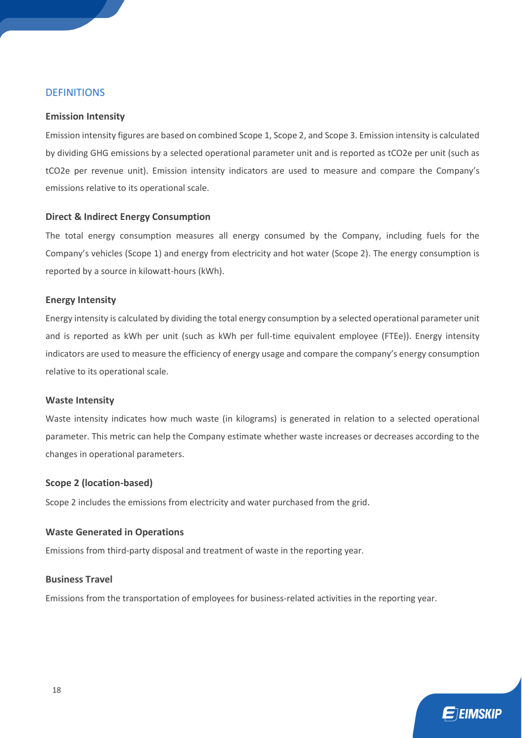## DEFINITIONS

### Emission Intensity

Emission intensity figures are based on combined Scope 1, Scope 2, and Scope 3. Emission intensity is calculated by dividing GHG emissions by a selected operational parameter unit and is reported as tCO2e per unit (such as tCO2e per revenue unit). Emission intensity indicators are used to measure and compare the Company's emissions relative to its operational scale.

### Direct & Indirect Energy Consumption

The total energy consumption measures all energy consumed by the Company, including fuels for the Company's vehicles (Scope 1) and energy from electricity and hot water (Scope 2). The energy consumption is reported by a source in kilowatt-hours (kWh).

### Energy Intensity

Energy intensity is calculated by dividing the total energy consumption by a selected operational parameter unit and is reported as kWh per unit (such as kWh per full-time equivalent employee (FTEe)). Energy intensity indicators are used to measure the efficiency of energy usage and compare the company's energy consumption relative to its operational scale.

### Waste Intensity

Waste intensity indicates how much waste (in kilograms) is generated in relation to a selected operational parameter. This metric can help the Company estimate whether waste increases or decreases according to the changes in operational parameters.

### Scope 2 (location-based)

Scope 2 includes the emissions from electricity and water purchased from the grid.

### Waste Generated in Operations

Emissions from third-party disposal and treatment of waste in the reporting year.

### Business Travel

Emissions from the transportation of employees for business-related activities in the reporting year.